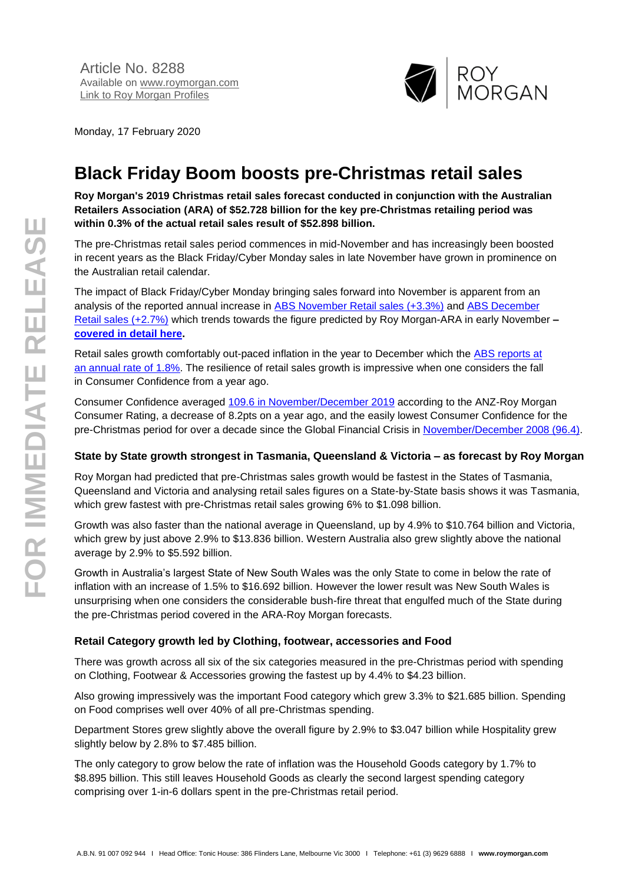Article No. 8288
Available on www.roymorgan.com
Link to Roy Morgan Profiles

Monday, 17 February 2020

# Black Friday Boom boosts pre-Christmas retail sales

**Roy Morgan's 2019 Christmas retail sales forecast conducted in conjunction with the Australian Retailers Association (ARA) of $52.728 billion for the key pre-Christmas retailing period was within 0.3% of the actual retail sales result of $52.898 billion.**

The pre-Christmas retail sales period commences in mid-November and has increasingly been boosted in recent years as the Black Friday/Cyber Monday sales in late November have grown in prominence on the Australian retail calendar.

The impact of Black Friday/Cyber Monday bringing sales forward into November is apparent from an analysis of the reported annual increase in ABS November Retail sales (+3.3%) and ABS December Retail sales (+2.7%) which trends towards the figure predicted by Roy Morgan-ARA in early November **– covered in detail here.**

Retail sales growth comfortably out-paced inflation in the year to December which the ABS reports at an annual rate of 1.8%. The resilience of retail sales growth is impressive when one considers the fall in Consumer Confidence from a year ago.

Consumer Confidence averaged 109.6 in November/December 2019 according to the ANZ-Roy Morgan Consumer Rating, a decrease of 8.2pts on a year ago, and the easily lowest Consumer Confidence for the pre-Christmas period for over a decade since the Global Financial Crisis in November/December 2008 (96.4).

### State by State growth strongest in Tasmania, Queensland & Victoria – as forecast by Roy Morgan

Roy Morgan had predicted that pre-Christmas sales growth would be fastest in the States of Tasmania, Queensland and Victoria and analysing retail sales figures on a State-by-State basis shows it was Tasmania, which grew fastest with pre-Christmas retail sales growing 6% to $1.098 billion.

Growth was also faster than the national average in Queensland, up by 4.9% to $10.764 billion and Victoria, which grew by just above 2.9% to $13.836 billion. Western Australia also grew slightly above the national average by 2.9% to $5.592 billion.

Growth in Australia's largest State of New South Wales was the only State to come in below the rate of inflation with an increase of 1.5% to $16.692 billion. However the lower result was New South Wales is unsurprising when one considers the considerable bush-fire threat that engulfed much of the State during the pre-Christmas period covered in the ARA-Roy Morgan forecasts.

### Retail Category growth led by Clothing, footwear, accessories and Food

There was growth across all six of the six categories measured in the pre-Christmas period with spending on Clothing, Footwear & Accessories growing the fastest up by 4.4% to $4.23 billion.

Also growing impressively was the important Food category which grew 3.3% to $21.685 billion. Spending on Food comprises well over 40% of all pre-Christmas spending.

Department Stores grew slightly above the overall figure by 2.9% to $3.047 billion while Hospitality grew slightly below by 2.8% to $7.485 billion.

The only category to grow below the rate of inflation was the Household Goods category by 1.7% to $8.895 billion. This still leaves Household Goods as clearly the second largest spending category comprising over 1-in-6 dollars spent in the pre-Christmas retail period.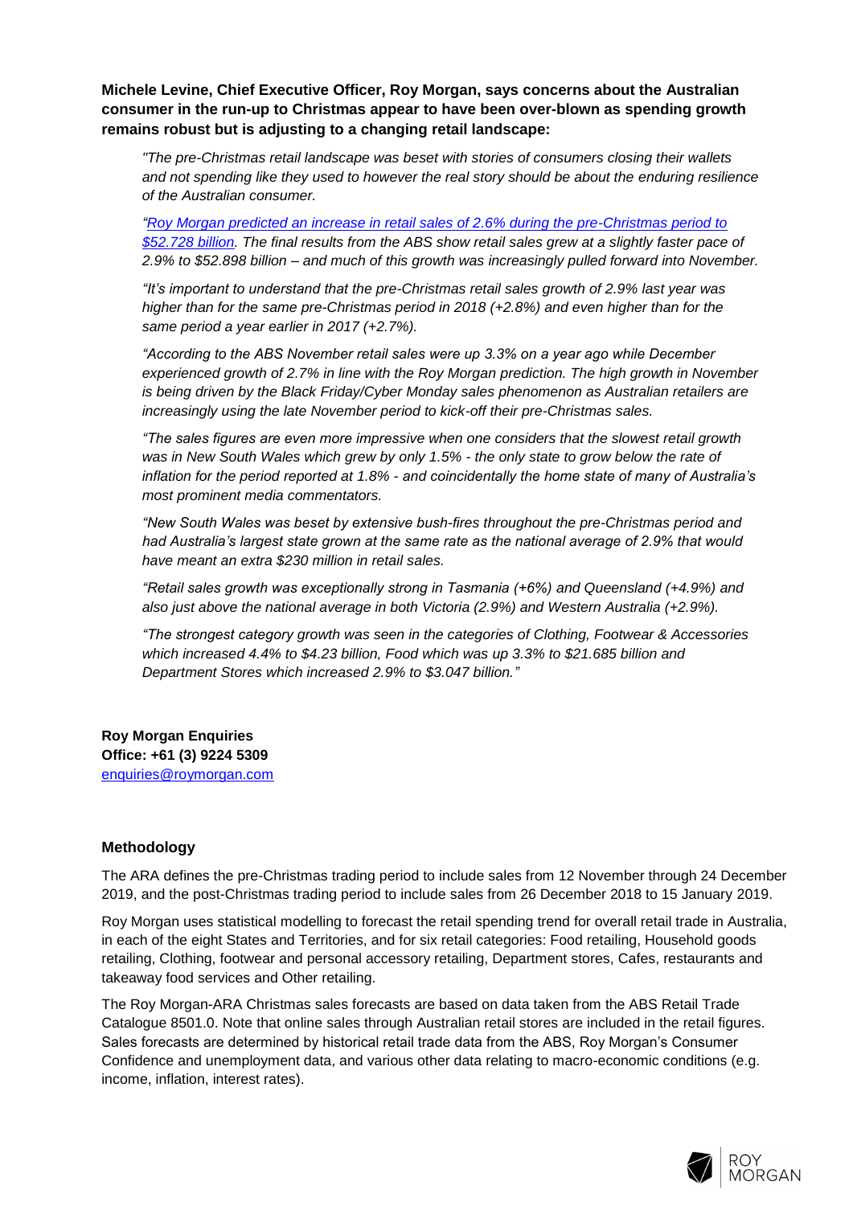**Michele Levine, Chief Executive Officer, Roy Morgan, says concerns about the Australian consumer in the run-up to Christmas appear to have been over-blown as spending growth remains robust but is adjusting to a changing retail landscape:**

> *"The pre-Christmas retail landscape was beset with stories of consumers closing their wallets and not spending like they used to however the real story should be about the enduring resilience of the Australian consumer.*
>
> *"Roy Morgan predicted an increase in retail sales of 2.6% during the pre-Christmas period to $52.728 billion. The final results from the ABS show retail sales grew at a slightly faster pace of 2.9% to $52.898 billion – and much of this growth was increasingly pulled forward into November.*
>
> *"It's important to understand that the pre-Christmas retail sales growth of 2.9% last year was higher than for the same pre-Christmas period in 2018 (+2.8%) and even higher than for the same period a year earlier in 2017 (+2.7%).*
>
> *"According to the ABS November retail sales were up 3.3% on a year ago while December experienced growth of 2.7% in line with the Roy Morgan prediction. The high growth in November is being driven by the Black Friday/Cyber Monday sales phenomenon as Australian retailers are increasingly using the late November period to kick-off their pre-Christmas sales.*
>
> *"The sales figures are even more impressive when one considers that the slowest retail growth was in New South Wales which grew by only 1.5% - the only state to grow below the rate of inflation for the period reported at 1.8% - and coincidentally the home state of many of Australia's most prominent media commentators.*
>
> *"New South Wales was beset by extensive bush-fires throughout the pre-Christmas period and had Australia's largest state grown at the same rate as the national average of 2.9% that would have meant an extra $230 million in retail sales.*
>
> *"Retail sales growth was exceptionally strong in Tasmania (+6%) and Queensland (+4.9%) and also just above the national average in both Victoria (2.9%) and Western Australia (+2.9%).*
>
> *"The strongest category growth was seen in the categories of Clothing, Footwear & Accessories which increased 4.4% to $4.23 billion, Food which was up 3.3% to $21.685 billion and Department Stores which increased 2.9% to $3.047 billion."*

**Roy Morgan Enquiries**
**Office: +61 (3) 9224 5309**
enquiries@roymorgan.com

## Methodology

The ARA defines the pre-Christmas trading period to include sales from 12 November through 24 December 2019, and the post-Christmas trading period to include sales from 26 December 2018 to 15 January 2019.

Roy Morgan uses statistical modelling to forecast the retail spending trend for overall retail trade in Australia, in each of the eight States and Territories, and for six retail categories: Food retailing, Household goods retailing, Clothing, footwear and personal accessory retailing, Department stores, Cafes, restaurants and takeaway food services and Other retailing.

The Roy Morgan-ARA Christmas sales forecasts are based on data taken from the ABS Retail Trade Catalogue 8501.0. Note that online sales through Australian retail stores are included in the retail figures. Sales forecasts are determined by historical retail trade data from the ABS, Roy Morgan's Consumer Confidence and unemployment data, and various other data relating to macro-economic conditions (e.g. income, inflation, interest rates).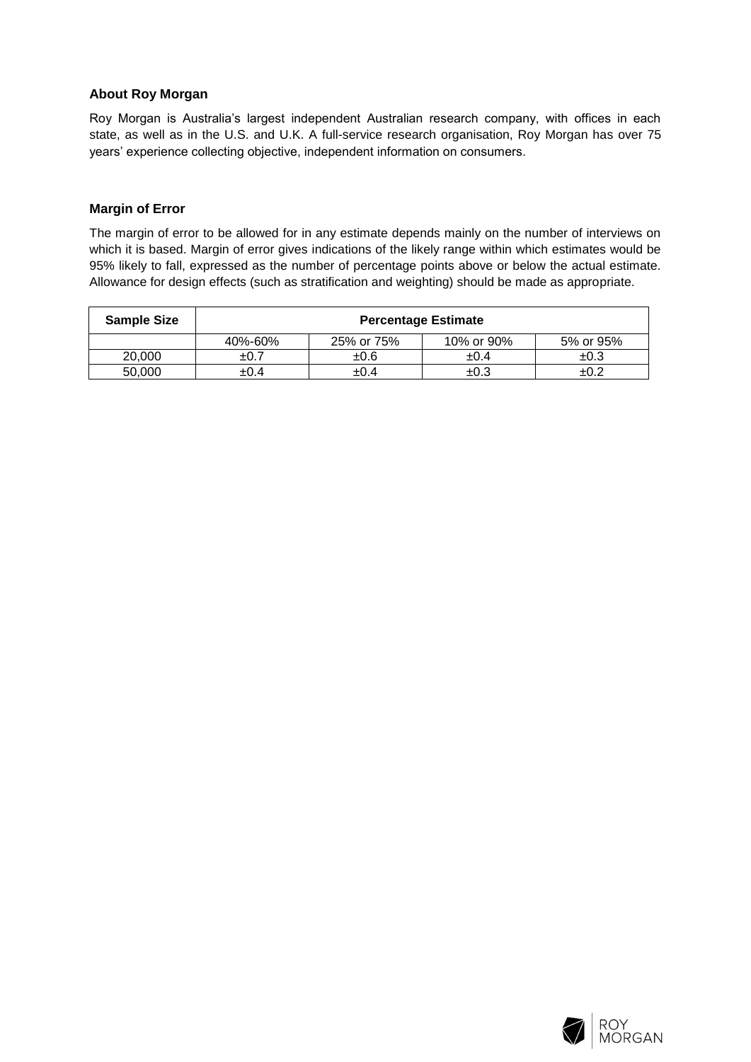### About Roy Morgan

Roy Morgan is Australia's largest independent Australian research company, with offices in each state, as well as in the U.S. and U.K. A full-service research organisation, Roy Morgan has over 75 years' experience collecting objective, independent information on consumers.

### Margin of Error

The margin of error to be allowed for in any estimate depends mainly on the number of interviews on which it is based. Margin of error gives indications of the likely range within which estimates would be 95% likely to fall, expressed as the number of percentage points above or below the actual estimate. Allowance for design effects (such as stratification and weighting) should be made as appropriate.

| Sample Size | Percentage Estimate | | | |
|---|---|---|---|---|
| | 40%-60% | 25% or 75% | 10% or 90% | 5% or 95% |
| 20,000 | ±0.7 | ±0.6 | ±0.4 | ±0.3 |
| 50,000 | ±0.4 | ±0.4 | ±0.3 | ±0.2 |